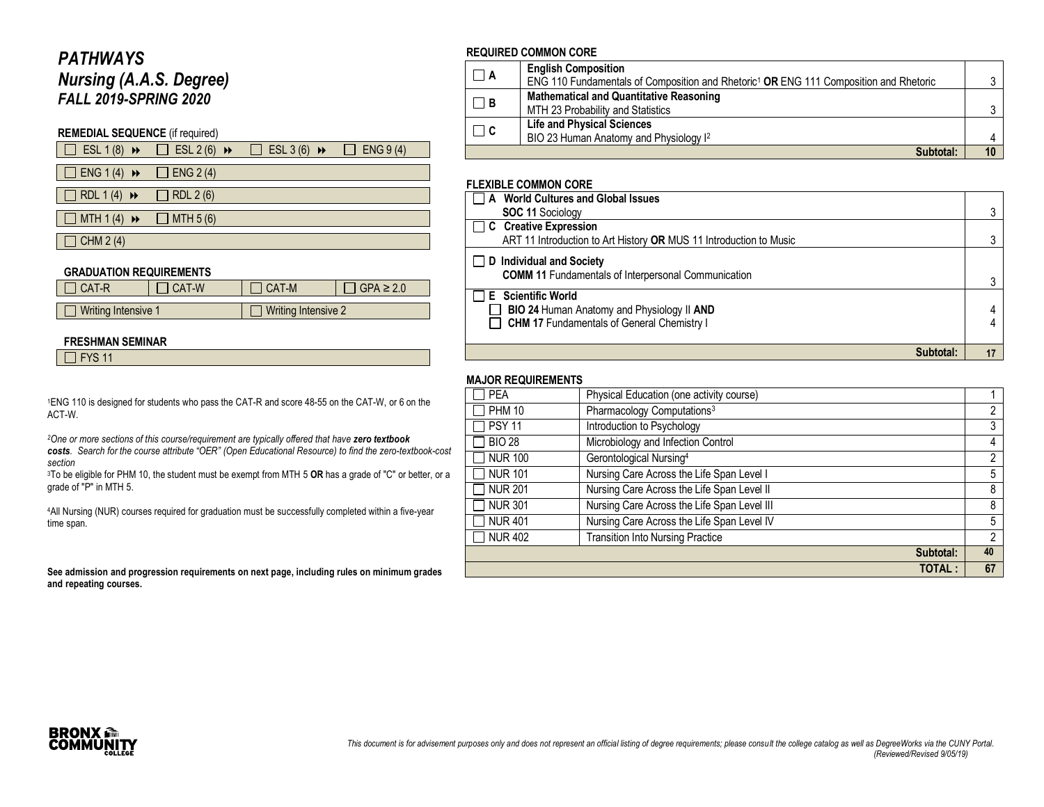# *PATHWAYS*
## *Nursing (A.A.S. Degree)*
### *FALL 2019-SPRING 2020*

**REMEDIAL SEQUENCE** (if required)

| | | | |
|---|---|---|---|
| ☐ ESL 1 (8) ⏩ | ☐ ESL 2 (6) ⏩ | ☐ ESL 3 (6) ⏩ | ☐ ENG 9 (4) |
| ☐ ENG 1 (4) ⏩ | ☐ ENG 2 (4) | | |
| ☐ RDL 1 (4) ⏩ | ☐ RDL 2 (6) | | |
| ☐ MTH 1 (4) ⏩ | ☐ MTH 5 (6) | | |
| ☐ CHM 2 (4) | | | |

**GRADUATION REQUIREMENTS**

| | | | |
|---|---|---|---|
| ☐ CAT-R | ☐ CAT-W | ☐ CAT-M | ☐ GPA ≥ 2.0 |
| ☐ Writing Intensive 1 | | ☐ Writing Intensive 2 | |

**FRESHMAN SEMINAR**

☐ FYS 11

[1]ENG 110 is designed for students who pass the CAT-R and score 48-55 on the CAT-W, or 6 on the ACT-W.

[2]*One or more sections of this course/requirement are typically offered that have **zero textbook costs**. Search for the course attribute "OER" (Open Educational Resource) to find the zero-textbook-cost section*

[3]To be eligible for PHM 10, the student must be exempt from MTH 5 **OR** has a grade of "C" or better, or a grade of "P" in MTH 5.

[4]All Nursing (NUR) courses required for graduation must be successfully completed within a five-year time span.

**See admission and progression requirements on next page, including rules on minimum grades and repeating courses.**

**REQUIRED COMMON CORE**

| | | |
|---|---|---|
| ☐ **A** | **English Composition**<br>ENG 110 Fundamentals of Composition and Rhetoric[1] **OR** ENG 111 Composition and Rhetoric | 3 |
| ☐ **B** | **Mathematical and Quantitative Reasoning**<br>MTH 23 Probability and Statistics | 3 |
| ☐ **C** | **Life and Physical Sciences**<br>BIO 23 Human Anatomy and Physiology I[2] | 4 |
| | **Subtotal:** | **10** |

**FLEXIBLE COMMON CORE**

| | |
|---|---|
| ☐ **A World Cultures and Global Issues**<br>**SOC 11** Sociology | 3 |
| ☐ **C Creative Expression**<br>ART 11 Introduction to Art History **OR** MUS 11 Introduction to Music | 3 |
| ☐ **D Individual and Society**<br>**COMM 11** Fundamentals of Interpersonal Communication | 3 |
| ☐ **E Scientific World**<br>☐ **BIO 24** Human Anatomy and Physiology II **AND**<br>☐ **CHM 17** Fundamentals of General Chemistry I | 4<br>4 |
| **Subtotal:** | **17** |

**MAJOR REQUIREMENTS**

| | | |
|---|---|---|
| ☐ PEA | Physical Education (one activity course) | 1 |
| ☐ PHM 10 | Pharmacology Computations[3] | 2 |
| ☐ PSY 11 | Introduction to Psychology | 3 |
| ☐ BIO 28 | Microbiology and Infection Control | 4 |
| ☐ NUR 100 | Gerontological Nursing[4] | 2 |
| ☐ NUR 101 | Nursing Care Across the Life Span Level I | 5 |
| ☐ NUR 201 | Nursing Care Across the Life Span Level II | 8 |
| ☐ NUR 301 | Nursing Care Across the Life Span Level III | 8 |
| ☐ NUR 401 | Nursing Care Across the Life Span Level IV | 5 |
| ☐ NUR 402 | Transition Into Nursing Practice | 2 |
| | **Subtotal:** | **40** |
| | **TOTAL :** | **67** |

*This document is for advisement purposes only and does not represent an official listing of degree requirements; please consult the college catalog as well as DegreeWorks via the CUNY Portal. (Reviewed/Revised 9/05/19)*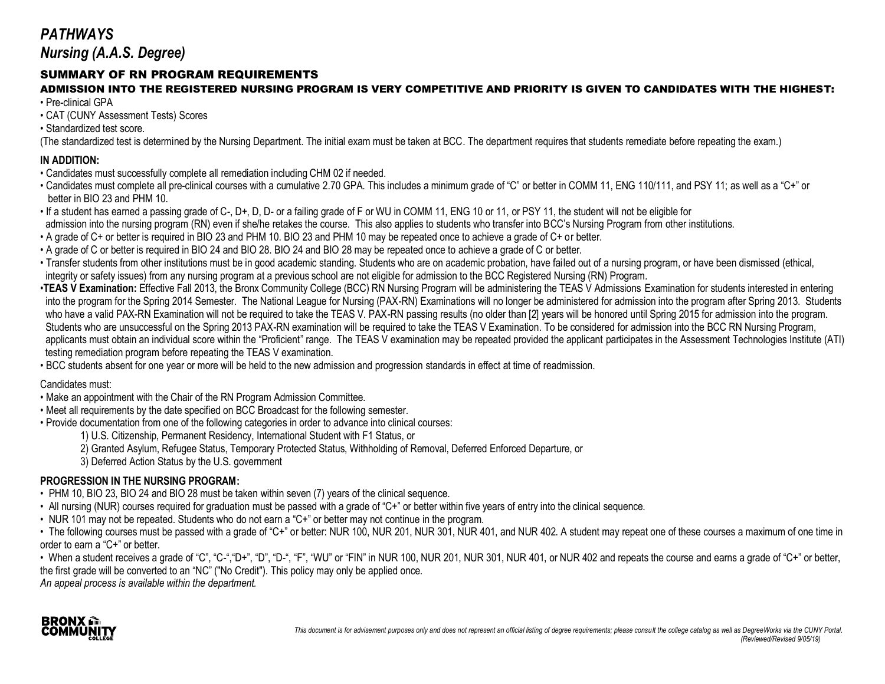# *PATHWAYS*
# *Nursing (A.A.S. Degree)*

## SUMMARY OF RN PROGRAM REQUIREMENTS

### ADMISSION INTO THE REGISTERED NURSING PROGRAM IS VERY COMPETITIVE AND PRIORITY IS GIVEN TO CANDIDATES WITH THE HIGHEST:

- Pre-clinical GPA
- CAT (CUNY Assessment Tests) Scores
- Standardized test score.

(The standardized test is determined by the Nursing Department. The initial exam must be taken at BCC. The department requires that students remediate before repeating the exam.)

**IN ADDITION:**

- Candidates must successfully complete all remediation including CHM 02 if needed.
- Candidates must complete all pre-clinical courses with a cumulative 2.70 GPA. This includes a minimum grade of "C" or better in COMM 11, ENG 110/111, and PSY 11; as well as a "C+" or better in BIO 23 and PHM 10.
- If a student has earned a passing grade of C-, D+, D, D- or a failing grade of F or WU in COMM 11, ENG 10 or 11, or PSY 11, the student will not be eligible for admission into the nursing program (RN) even if she/he retakes the course. This also applies to students who transfer into BCC's Nursing Program from other institutions.
- A grade of C+ or better is required in BIO 23 and PHM 10. BIO 23 and PHM 10 may be repeated once to achieve a grade of C+ or better.
- A grade of C or better is required in BIO 24 and BIO 28. BIO 24 and BIO 28 may be repeated once to achieve a grade of C or better.
- Transfer students from other institutions must be in good academic standing. Students who are on academic probation, have failed out of a nursing program, or have been dismissed (ethical, integrity or safety issues) from any nursing program at a previous school are not eligible for admission to the BCC Registered Nursing (RN) Program.
- **TEAS V Examination:** Effective Fall 2013, the Bronx Community College (BCC) RN Nursing Program will be administering the TEAS V Admissions Examination for students interested in entering into the program for the Spring 2014 Semester. The National League for Nursing (PAX-RN) Examinations will no longer be administered for admission into the program after Spring 2013. Students who have a valid PAX-RN Examination will not be required to take the TEAS V. PAX-RN passing results (no older than [2] years will be honored until Spring 2015 for admission into the program. Students who are unsuccessful on the Spring 2013 PAX-RN examination will be required to take the TEAS V Examination. To be considered for admission into the BCC RN Nursing Program, applicants must obtain an individual score within the "Proficient" range. The TEAS V examination may be repeated provided the applicant participates in the Assessment Technologies Institute (ATI) testing remediation program before repeating the TEAS V examination.
- BCC students absent for one year or more will be held to the new admission and progression standards in effect at time of readmission.

Candidates must:

- Make an appointment with the Chair of the RN Program Admission Committee.
- Meet all requirements by the date specified on BCC Broadcast for the following semester.
- Provide documentation from one of the following categories in order to advance into clinical courses:
    1) U.S. Citizenship, Permanent Residency, International Student with F1 Status, or
    2) Granted Asylum, Refugee Status, Temporary Protected Status, Withholding of Removal, Deferred Enforced Departure, or
    3) Deferred Action Status by the U.S. government

**PROGRESSION IN THE NURSING PROGRAM:**

- PHM 10, BIO 23, BIO 24 and BIO 28 must be taken within seven (7) years of the clinical sequence.
- All nursing (NUR) courses required for graduation must be passed with a grade of "C+" or better within five years of entry into the clinical sequence.
- NUR 101 may not be repeated. Students who do not earn a "C+" or better may not continue in the program.
- The following courses must be passed with a grade of "C+" or better: NUR 100, NUR 201, NUR 301, NUR 401, and NUR 402. A student may repeat one of these courses a maximum of one time in order to earn a "C+" or better.
- When a student receives a grade of "C", "C-","D+", "D", "D-", "F", "WU" or "FIN" in NUR 100, NUR 201, NUR 301, NUR 401, or NUR 402 and repeats the course and earns a grade of "C+" or better, the first grade will be converted to an "NC" ("No Credit"). This policy may only be applied once.

*An appeal process is available within the department.*

*This document is for advisement purposes only and does not represent an official listing of degree requirements; please consult the college catalog as well as DegreeWorks via the CUNY Portal. (Reviewed/Revised 9/05/19)*